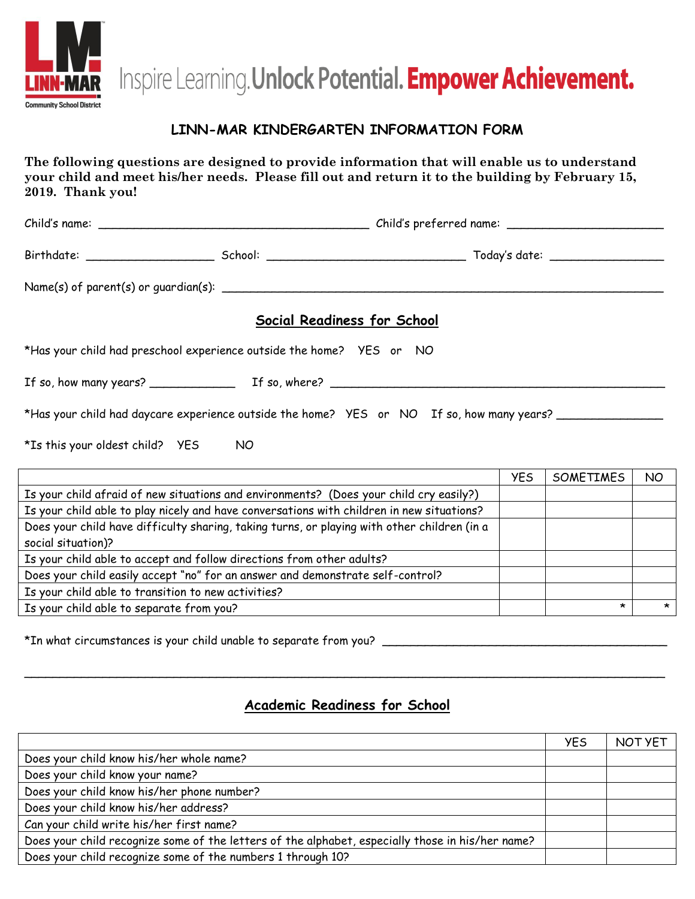LINN-MAR Community School District

Inspire Learning. **Unlock Potential. Empower Achievement.**

## LINN-MAR KINDERGARTEN INFORMATION FORM

**The following questions are designed to provide information that will enable us to understand your child and meet his/her needs. Please fill out and return it to the building by February 15, 2019. Thank you!**

Child's name: ________________________________________ Child's preferred name: _______________________

Birthdate: ___________________ School: ______________________________ Today's date: _________________

Name(s) of parent(s) or guardian(s): _________________________________________________________________

### Social Readiness for School

*Has your child had preschool experience outside the home? YES or NO

If so, how many years? _____________ If so, where? ___________________________________________________

*Has your child had daycare experience outside the home? YES or NO If so, how many years? _______________

*Is this your oldest child? YES NO

| | YES | SOMETIMES | NO |
|---|---|---|---|
| Is your child afraid of new situations and environments? (Does your child cry easily?) | | | |
| Is your child able to play nicely and have conversations with children in new situations? | | | |
| Does your child have difficulty sharing, taking turns, or playing with other children (in a social situation)? | | | |
| Is your child able to accept and follow directions from other adults? | | | |
| Does your child easily accept "no" for an answer and demonstrate self-control? | | | |
| Is your child able to transition to new activities? | | | |
| Is your child able to separate from you? | | * | * |

*In what circumstances is your child unable to separate from you? ___________________________________________

_____________________________________________________________________________________________

### Academic Readiness for School

| | YES | NOT YET |
|---|---|---|
| Does your child know his/her whole name? | | |
| Does your child know your name? | | |
| Does your child know his/her phone number? | | |
| Does your child know his/her address? | | |
| Can your child write his/her first name? | | |
| Does your child recognize some of the letters of the alphabet, especially those in his/her name? | | |
| Does your child recognize some of the numbers 1 through 10? | | |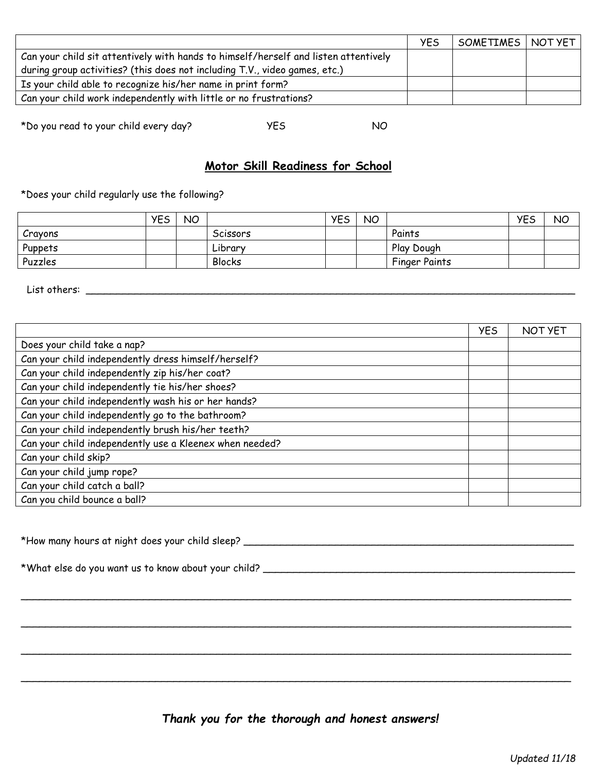| | YES | SOMETIMES | NOT YET |
| --- | --- | --- | --- |
| Can your child sit attentively with hands to himself/herself and listen attentively during group activities? (this does not including T.V., video games, etc.) | | | |
| Is your child able to recognize his/her name in print form? | | | |
| Can your child work independently with little or no frustrations? | | | |

*Do you read to your child every day? YES NO

## Motor Skill Readiness for School

*Does your child regularly use the following?

| | YES | NO | | YES | NO | | YES | NO |
| --- | --- | --- | --- | --- | --- | --- | --- | --- |
| Crayons | | | Scissors | | | Paints | | |
| Puppets | | | Library | | | Play Dough | | |
| Puzzles | | | Blocks | | | Finger Paints | | |

List others: ___________________________________________________________________________

| | YES | NOT YET |
| --- | --- | --- |
| Does your child take a nap? | | |
| Can your child independently dress himself/herself? | | |
| Can your child independently zip his/her coat? | | |
| Can your child independently tie his/her shoes? | | |
| Can your child independently wash his or her hands? | | |
| Can your child independently go to the bathroom? | | |
| Can your child independently brush his/her teeth? | | |
| Can your child independently use a Kleenex when needed? | | |
| Can your child skip? | | |
| Can your child jump rope? | | |
| Can your child catch a ball? | | |
| Can you child bounce a ball? | | |

*How many hours at night does your child sleep? ____________________________________________

*What else do you want us to know about your child? ________________________________________

_____________________________________________________________________________________

_____________________________________________________________________________________

_____________________________________________________________________________________

_____________________________________________________________________________________

***Thank you for the thorough and honest answers!***

*Updated 11/18*